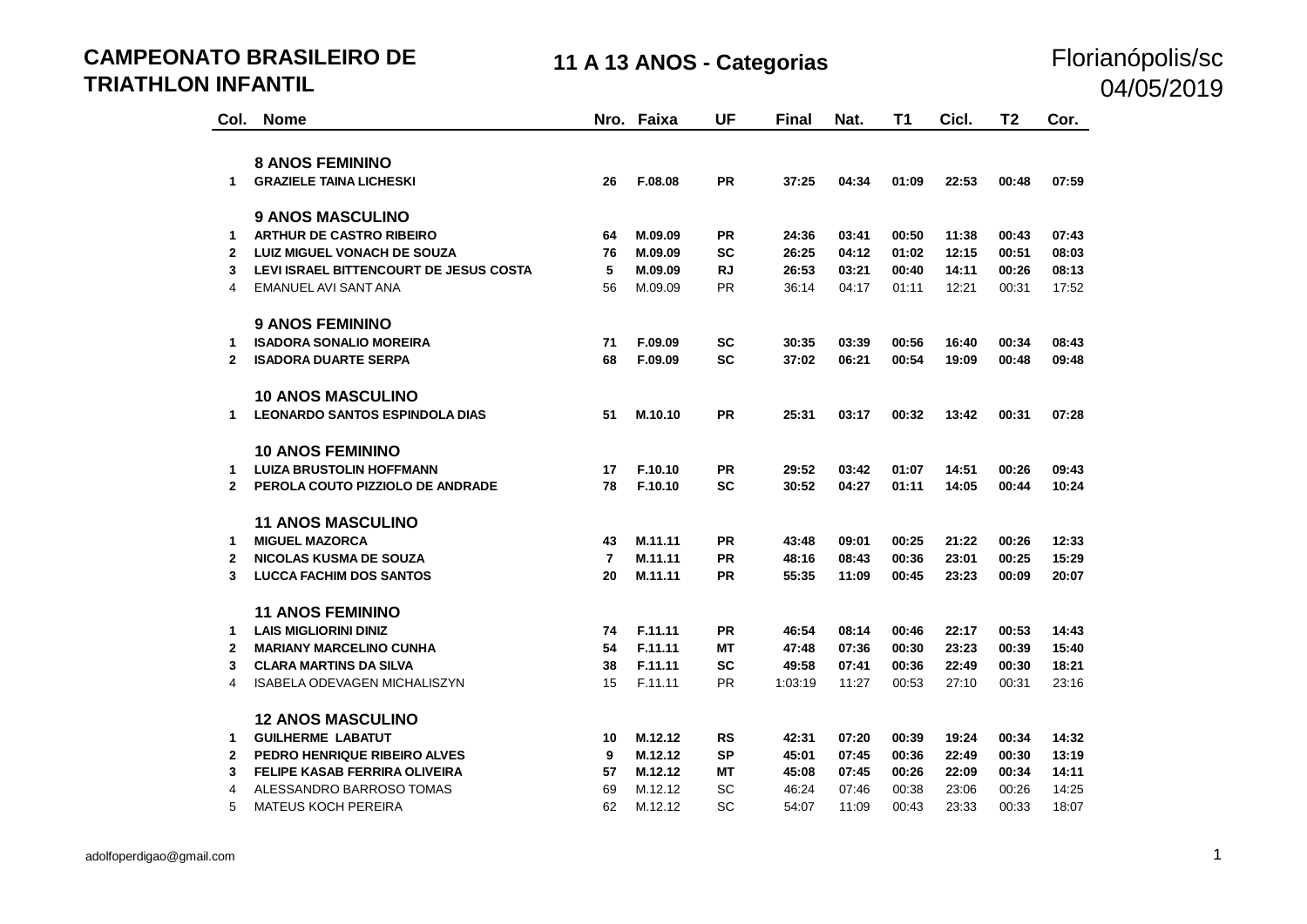# CAMPEONATO BRASILEIRO DE TRIATHLON INFANTIL

## 11 A 13 ANOS - Categorias

Florianópolis/sc
04/05/2019

| Col. | Nome | Nro. | Faixa | UF | Final | Nat. | T1 | Cicl. | T2 | Cor. |
|---|---|---|---|---|---|---|---|---|---|---|
| | **8 ANOS FEMININO** | | | | | | | | | |
| **1** | **GRAZIELE TAINA LICHESKI** | **26** | **F.08.08** | **PR** | **37:25** | **04:34** | **01:09** | **22:53** | **00:48** | **07:59** |
| | **9 ANOS MASCULINO** | | | | | | | | | |
| **1** | **ARTHUR DE CASTRO RIBEIRO** | **64** | **M.09.09** | **PR** | **24:36** | **03:41** | **00:50** | **11:38** | **00:43** | **07:43** |
| **2** | **LUIZ MIGUEL VONACH DE SOUZA** | **76** | **M.09.09** | **SC** | **26:25** | **04:12** | **01:02** | **12:15** | **00:51** | **08:03** |
| **3** | **LEVI ISRAEL BITTENCOURT DE JESUS COSTA** | **5** | **M.09.09** | **RJ** | **26:53** | **03:21** | **00:40** | **14:11** | **00:26** | **08:13** |
| 4 | EMANUEL AVI SANT ANA | 56 | M.09.09 | PR | 36:14 | 04:17 | 01:11 | 12:21 | 00:31 | 17:52 |
| | **9 ANOS FEMININO** | | | | | | | | | |
| **1** | **ISADORA SONALIO MOREIRA** | **71** | **F.09.09** | **SC** | **30:35** | **03:39** | **00:56** | **16:40** | **00:34** | **08:43** |
| **2** | **ISADORA DUARTE SERPA** | **68** | **F.09.09** | **SC** | **37:02** | **06:21** | **00:54** | **19:09** | **00:48** | **09:48** |
| | **10 ANOS MASCULINO** | | | | | | | | | |
| **1** | **LEONARDO SANTOS ESPINDOLA DIAS** | **51** | **M.10.10** | **PR** | **25:31** | **03:17** | **00:32** | **13:42** | **00:31** | **07:28** |
| | **10 ANOS FEMININO** | | | | | | | | | |
| **1** | **LUIZA BRUSTOLIN HOFFMANN** | **17** | **F.10.10** | **PR** | **29:52** | **03:42** | **01:07** | **14:51** | **00:26** | **09:43** |
| **2** | **PEROLA COUTO PIZZIOLO DE ANDRADE** | **78** | **F.10.10** | **SC** | **30:52** | **04:27** | **01:11** | **14:05** | **00:44** | **10:24** |
| | **11 ANOS MASCULINO** | | | | | | | | | |
| **1** | **MIGUEL MAZORCA** | **43** | **M.11.11** | **PR** | **43:48** | **09:01** | **00:25** | **21:22** | **00:26** | **12:33** |
| **2** | **NICOLAS KUSMA DE SOUZA** | **7** | **M.11.11** | **PR** | **48:16** | **08:43** | **00:36** | **23:01** | **00:25** | **15:29** |
| **3** | **LUCCA FACHIM DOS SANTOS** | **20** | **M.11.11** | **PR** | **55:35** | **11:09** | **00:45** | **23:23** | **00:09** | **20:07** |
| | **11 ANOS FEMININO** | | | | | | | | | |
| **1** | **LAIS MIGLIORINI DINIZ** | **74** | **F.11.11** | **PR** | **46:54** | **08:14** | **00:46** | **22:17** | **00:53** | **14:43** |
| **2** | **MARIANY MARCELINO CUNHA** | **54** | **F.11.11** | **MT** | **47:48** | **07:36** | **00:30** | **23:23** | **00:39** | **15:40** |
| **3** | **CLARA MARTINS DA SILVA** | **38** | **F.11.11** | **SC** | **49:58** | **07:41** | **00:36** | **22:49** | **00:30** | **18:21** |
| 4 | ISABELA ODEVAGEN MICHALISZYN | 15 | F.11.11 | PR | 1:03:19 | 11:27 | 00:53 | 27:10 | 00:31 | 23:16 |
| | **12 ANOS MASCULINO** | | | | | | | | | |
| **1** | **GUILHERME LABATUT** | **10** | **M.12.12** | **RS** | **42:31** | **07:20** | **00:39** | **19:24** | **00:34** | **14:32** |
| **2** | **PEDRO HENRIQUE RIBEIRO ALVES** | **9** | **M.12.12** | **SP** | **45:01** | **07:45** | **00:36** | **22:49** | **00:30** | **13:19** |
| **3** | **FELIPE KASAB FERRIRA OLIVEIRA** | **57** | **M.12.12** | **MT** | **45:08** | **07:45** | **00:26** | **22:09** | **00:34** | **14:11** |
| 4 | ALESSANDRO BARROSO TOMAS | 69 | M.12.12 | SC | 46:24 | 07:46 | 00:38 | 23:06 | 00:26 | 14:25 |
| 5 | MATEUS KOCH PEREIRA | 62 | M.12.12 | SC | 54:07 | 11:09 | 00:43 | 23:33 | 00:33 | 18:07 |

adolfoperdigao@gmail.com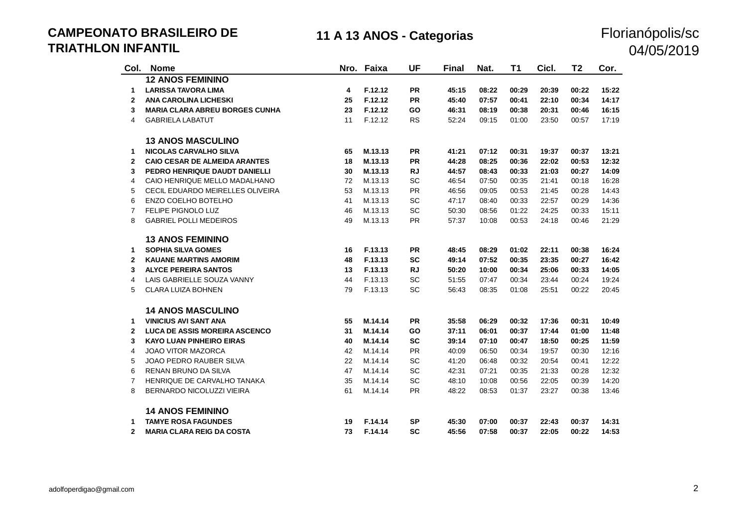# CAMPEONATO BRASILEIRO DE TRIATHLON INFANTIL

## 11 A 13 ANOS - Categorias

Florianópolis/sc
04/05/2019

| Col. | Nome | Nro. | Faixa | UF | Final | Nat. | T1 | Cicl. | T2 | Cor. |
|---|---|---|---|---|---|---|---|---|---|---|
| | **12 ANOS FEMININO** | | | | | | | | | |
| **1** | **LARISSA TAVORA LIMA** | **4** | **F.12.12** | **PR** | **45:15** | **08:22** | **00:29** | **20:39** | **00:22** | **15:22** |
| **2** | **ANA CAROLINA LICHESKI** | **25** | **F.12.12** | **PR** | **45:40** | **07:57** | **00:41** | **22:10** | **00:34** | **14:17** |
| **3** | **MARIA CLARA ABREU BORGES CUNHA** | **23** | **F.12.12** | **GO** | **46:31** | **08:19** | **00:38** | **20:31** | **00:46** | **16:15** |
| 4 | GABRIELA LABATUT | 11 | F.12.12 | RS | 52:24 | 09:15 | 01:00 | 23:50 | 00:57 | 17:19 |
| | **13 ANOS MASCULINO** | | | | | | | | | |
| **1** | **NICOLAS CARVALHO SILVA** | **65** | **M.13.13** | **PR** | **41:21** | **07:12** | **00:31** | **19:37** | **00:37** | **13:21** |
| **2** | **CAIO CESAR DE ALMEIDA ARANTES** | **18** | **M.13.13** | **PR** | **44:28** | **08:25** | **00:36** | **22:02** | **00:53** | **12:32** |
| **3** | **PEDRO HENRIQUE DAUDT DANIELLI** | **30** | **M.13.13** | **RJ** | **44:57** | **08:43** | **00:33** | **21:03** | **00:27** | **14:09** |
| 4 | CAIO HENRIQUE MELLO MADALHANO | 72 | M.13.13 | SC | 46:54 | 07:50 | 00:35 | 21:41 | 00:18 | 16:28 |
| 5 | CECIL EDUARDO MEIRELLES OLIVEIRA | 53 | M.13.13 | PR | 46:56 | 09:05 | 00:53 | 21:45 | 00:28 | 14:43 |
| 6 | ENZO COELHO BOTELHO | 41 | M.13.13 | SC | 47:17 | 08:40 | 00:33 | 22:57 | 00:29 | 14:36 |
| 7 | FELIPE PIGNOLO LUZ | 46 | M.13.13 | SC | 50:30 | 08:56 | 01:22 | 24:25 | 00:33 | 15:11 |
| 8 | GABRIEL POLLI MEDEIROS | 49 | M.13.13 | PR | 57:37 | 10:08 | 00:53 | 24:18 | 00:46 | 21:29 |
| | **13 ANOS FEMININO** | | | | | | | | | |
| **1** | **SOPHIA SILVA GOMES** | **16** | **F.13.13** | **PR** | **48:45** | **08:29** | **01:02** | **22:11** | **00:38** | **16:24** |
| **2** | **KAUANE MARTINS AMORIM** | **48** | **F.13.13** | **SC** | **49:14** | **07:52** | **00:35** | **23:35** | **00:27** | **16:42** |
| **3** | **ALYCE PEREIRA SANTOS** | **13** | **F.13.13** | **RJ** | **50:20** | **10:00** | **00:34** | **25:06** | **00:33** | **14:05** |
| 4 | LAIS GABRIELLE SOUZA VANNY | 44 | F.13.13 | SC | 51:55 | 07:47 | 00:34 | 23:44 | 00:24 | 19:24 |
| 5 | CLARA LUIZA BOHNEN | 79 | F.13.13 | SC | 56:43 | 08:35 | 01:08 | 25:51 | 00:22 | 20:45 |
| | **14 ANOS MASCULINO** | | | | | | | | | |
| **1** | **VINICIUS AVI SANT ANA** | **55** | **M.14.14** | **PR** | **35:58** | **06:29** | **00:32** | **17:36** | **00:31** | **10:49** |
| **2** | **LUCA DE ASSIS MOREIRA ASCENCO** | **31** | **M.14.14** | **GO** | **37:11** | **06:01** | **00:37** | **17:44** | **01:00** | **11:48** |
| **3** | **KAYO LUAN PINHEIRO EIRAS** | **40** | **M.14.14** | **SC** | **39:14** | **07:10** | **00:47** | **18:50** | **00:25** | **11:59** |
| 4 | JOAO VITOR MAZORCA | 42 | M.14.14 | PR | 40:09 | 06:50 | 00:34 | 19:57 | 00:30 | 12:16 |
| 5 | JOAO PEDRO RAUBER SILVA | 22 | M.14.14 | SC | 41:20 | 06:48 | 00:32 | 20:54 | 00:41 | 12:22 |
| 6 | RENAN BRUNO DA SILVA | 47 | M.14.14 | SC | 42:31 | 07:21 | 00:35 | 21:33 | 00:28 | 12:32 |
| 7 | HENRIQUE DE CARVALHO TANAKA | 35 | M.14.14 | SC | 48:10 | 10:08 | 00:56 | 22:05 | 00:39 | 14:20 |
| 8 | BERNARDO NICOLUZZI VIEIRA | 61 | M.14.14 | PR | 48:22 | 08:53 | 01:37 | 23:27 | 00:38 | 13:46 |
| | **14 ANOS FEMININO** | | | | | | | | | |
| **1** | **TAMYE ROSA FAGUNDES** | **19** | **F.14.14** | **SP** | **45:30** | **07:00** | **00:37** | **22:43** | **00:37** | **14:31** |
| **2** | **MARIA CLARA REIG DA COSTA** | **73** | **F.14.14** | **SC** | **45:56** | **07:58** | **00:37** | **22:05** | **00:22** | **14:53** |

adolfoperdigao@gmail.com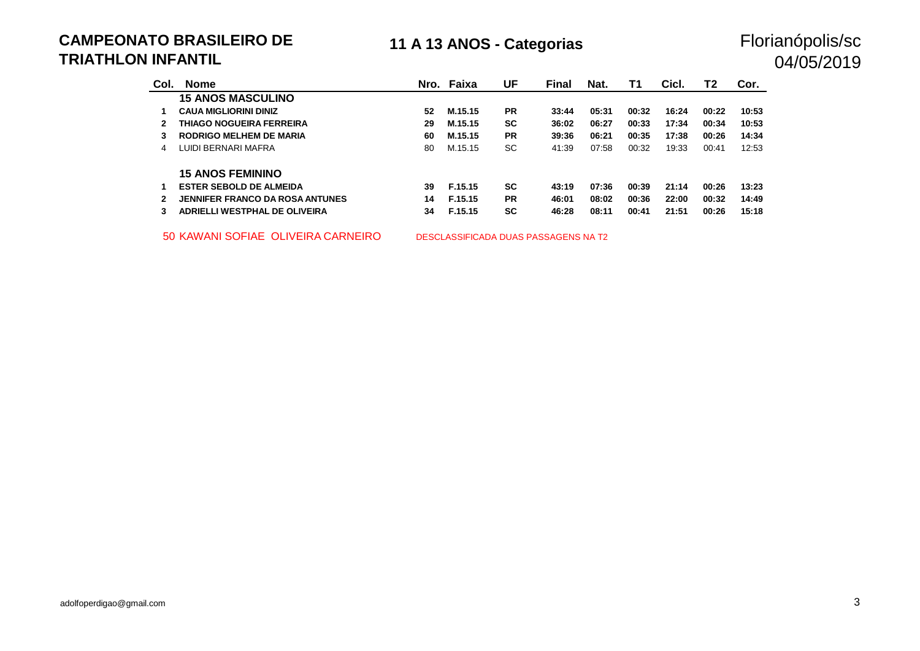# CAMPEONATO BRASILEIRO DE TRIATHLON INFANTIL

## 11 A 13 ANOS - Categorias

Florianópolis/sc
04/05/2019

| Col. | Nome | Nro. | Faixa | UF | Final | Nat. | T1 | Cicl. | T2 | Cor. |
|---|---|---|---|---|---|---|---|---|---|---|
| | **15 ANOS MASCULINO** | | | | | | | | | |
| **1** | **CAUA MIGLIORINI DINIZ** | **52** | **M.15.15** | **PR** | **33:44** | **05:31** | **00:32** | **16:24** | **00:22** | **10:53** |
| **2** | **THIAGO NOGUEIRA FERREIRA** | **29** | **M.15.15** | **SC** | **36:02** | **06:27** | **00:33** | **17:34** | **00:34** | **10:53** |
| **3** | **RODRIGO MELHEM DE MARIA** | **60** | **M.15.15** | **PR** | **39:36** | **06:21** | **00:35** | **17:38** | **00:26** | **14:34** |
| 4 | LUIDI BERNARI MAFRA | 80 | M.15.15 | SC | 41:39 | 07:58 | 00:32 | 19:33 | 00:41 | 12:53 |
| | **15 ANOS FEMININO** | | | | | | | | | |
| **1** | **ESTER SEBOLD DE ALMEIDA** | **39** | **F.15.15** | **SC** | **43:19** | **07:36** | **00:39** | **21:14** | **00:26** | **13:23** |
| **2** | **JENNIFER FRANCO DA ROSA ANTUNES** | **14** | **F.15.15** | **PR** | **46:01** | **08:02** | **00:36** | **22:00** | **00:32** | **14:49** |
| **3** | **ADRIELLI WESTPHAL DE OLIVEIRA** | **34** | **F.15.15** | **SC** | **46:28** | **08:11** | **00:41** | **21:51** | **00:26** | **15:18** |

50 KAWANI SOFIAE OLIVEIRA CARNEIRO — DESCLASSIFICADA DUAS PASSAGENS NA T2

adolfoperdigao@gmail.com